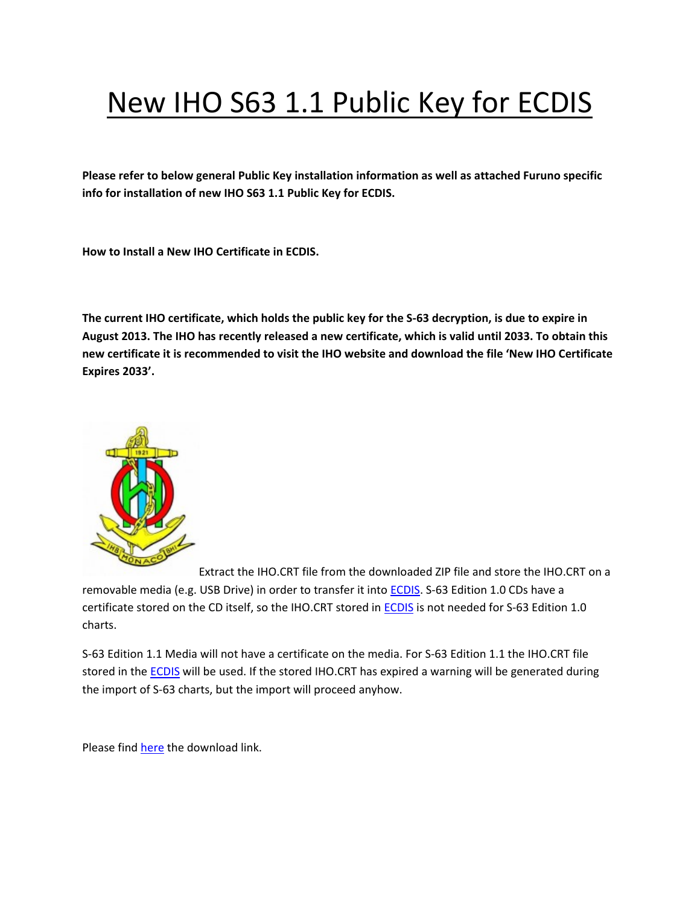# New IHO S63 1.1 Public Key for ECDIS

**Please refer to below general Public Key installation information as well as attached Furuno specific info for installation of new IHO S63 1.1 Public Key for ECDIS.**

**How to Install a New IHO Certificate in ECDIS.**

**The current IHO certificate, which holds the public key for the S-63 decryption, is due to expire in August 2013. The IHO has recently released a new certificate, which is valid until 2033. To obtain this new certificate it is recommended to visit the IHO website and download the file 'New IHO Certificate Expires 2033'.**

Extract the IHO.CRT file from the downloaded ZIP file and store the IHO.CRT on a removable media (e.g. USB Drive) in order to transfer it into ECDIS. S-63 Edition 1.0 CDs have a certificate stored on the CD itself, so the IHO.CRT stored in ECDIS is not needed for S-63 Edition 1.0 charts.

S-63 Edition 1.1 Media will not have a certificate on the media. For S-63 Edition 1.1 the IHO.CRT file stored in the ECDIS will be used. If the stored IHO.CRT has expired a warning will be generated during the import of S-63 charts, but the import will proceed anyhow.

Please find here the download link.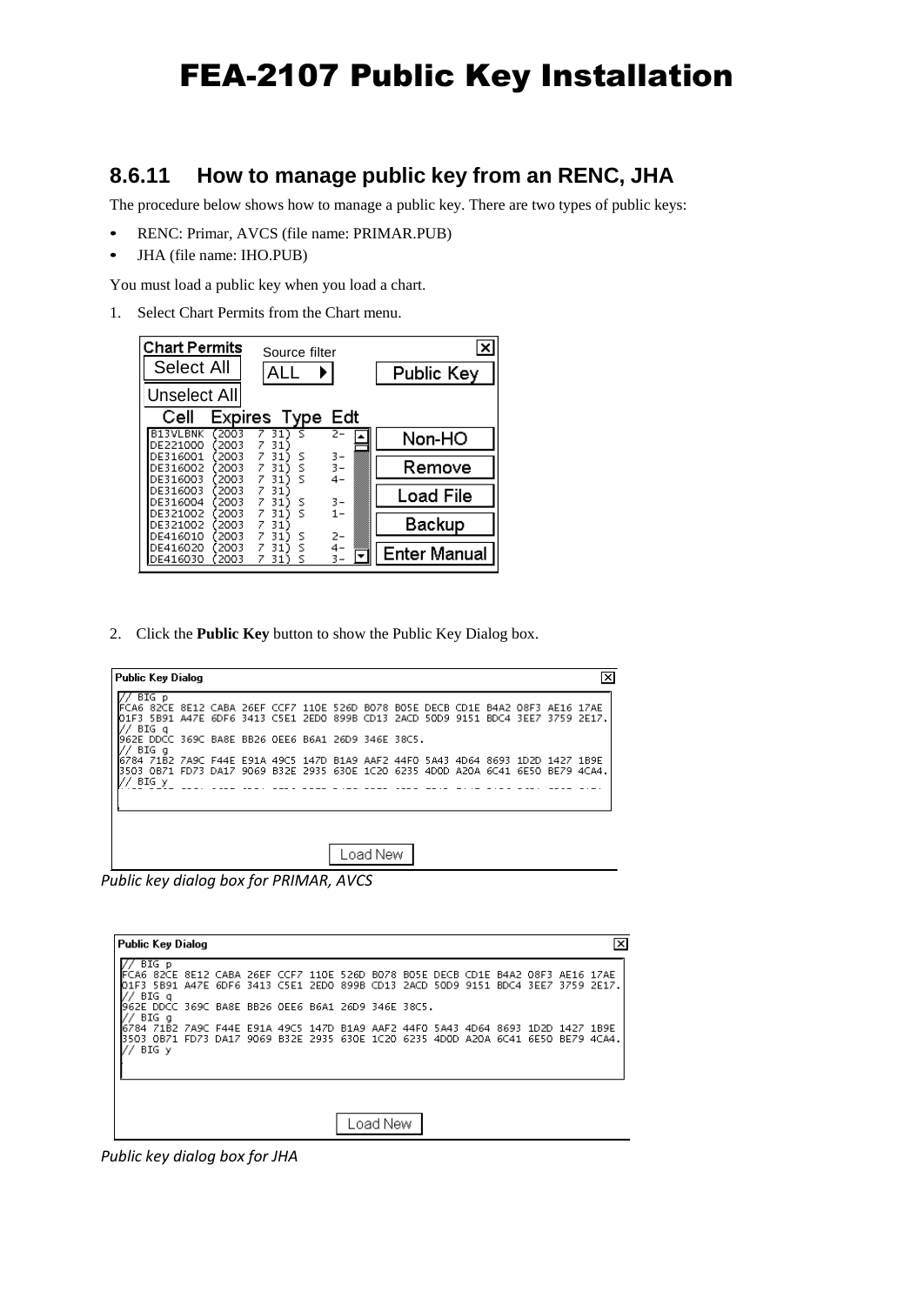# FEA-2107 Public Key Installation

### 8.6.11 How to manage public key from an RENC, JHA

The procedure below shows how to manage a public key. There are two types of public keys:

- RENC: Primar, AVCS (file name: PRIMAR.PUB)
- JHA (file name: IHO.PUB)

You must load a public key when you load a chart.

1. Select Chart Permits from the Chart menu.

Chart Permits
Select All
Unselect All
Source filter
ALL
Public Key
Cell Expires Type Edt
B13VLBNK (2003 7 31) S 2-
DE221000 (2003 7 31)
DE316001 (2003 7 31) S 3-
DE316002 (2003 7 31) S 3-
DE316003 (2003 7 31) S 4-
DE316003 (2003 7 31)
DE316004 (2003 7 31) S 3-
DE321002 (2003 7 31) S 1-
DE321002 (2003 7 31)
DE416010 (2003 7 31) S 2-
DE416020 (2003 7 31) S 4-
DE416030 (2003 7 31) S 3-
Non-HO
Remove
Load File
Backup
Enter Manual

2. Click the **Public Key** button to show the Public Key Dialog box.

Public Key Dialog

// BIG p
FCA6 82CE 8E12 CABA 26EF CCF7 110E 526D B078 B05E DECB CD1E B4A2 08F3 AE16 17AE
01F3 5B91 A47E 6DF6 3413 C5E1 2ED0 899B CD13 2ACD 50D9 9151 BDC4 3EE7 3759 2E17.
// BIG q
962E DDCC 369C BA8E BB26 0EE6 B6A1 26D9 346E 38C5.
// BIG g
6784 71B2 7A9C F44E E91A 49C5 147D B1A9 AAF2 44F0 5A43 4D64 8693 1D2D 1427 1B9E
3503 0B71 FD73 DA17 9069 B32E 2935 630E 1C20 6235 4D0D A20A 6C41 6E50 BE79 4CA4.
// BIG y

Load New

*Public key dialog box for PRIMAR, AVCS*

Public Key Dialog

// BIG p
FCA6 82CE 8E12 CABA 26EF CCF7 110E 526D B078 B05E DECB CD1E B4A2 08F3 AE16 17AE
01F3 5B91 A47E 6DF6 3413 C5E1 2ED0 899B CD13 2ACD 50D9 9151 BDC4 3EE7 3759 2E17.
// BIG q
962E DDCC 369C BA8E BB26 0EE6 B6A1 26D9 346E 38C5.
// BIG g
6784 71B2 7A9C F44E E91A 49C5 147D B1A9 AAF2 44F0 5A43 4D64 8693 1D2D 1427 1B9E
3503 0B71 FD73 DA17 9069 B32E 2935 630E 1C20 6235 4D0D A20A 6C41 6E50 BE79 4CA4.
// BIG y

Load New

*Public key dialog box for JHA*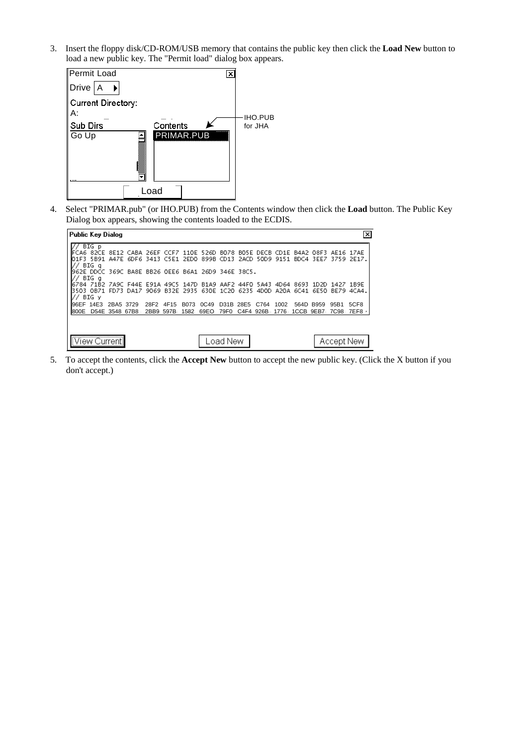3. Insert the floppy disk/CD-ROM/USB memory that contains the public key then click the **Load New** button to load a new public key. The "Permit load" dialog box appears.

Permit Load

Drive A

Current Directory:
A:

Sub Dirs

Go Up

Contents

PRIMAR.PUB

IHO.PUB
for JHA

Load

4. Select "PRIMAR.pub" (or IHO.PUB) from the Contents window then click the **Load** button. The Public Key Dialog box appears, showing the contents loaded to the ECDIS.

Public Key Dialog

```
// BIG p
FCA6 82CE 8E12 CABA 26EF CCF7 110E 526D B078 B05E DECB CD1E B4A2 08F3 AE16 17AE
01F3 5B91 A47E 6DF6 3413 C5E1 2ED0 899B CD13 2ACD 50D9 9151 BDC4 3EE7 3759 2E17.
// BIG q
962E DDCC 369C BA8E BB26 0EE6 B6A1 26D9 346E 38C5.
// BIG g
6784 71B2 7A9C F44E E91A 49C5 147D B1A9 AAF2 44F0 5A43 4D64 8693 1D2D 1427 1B9E
3503 0B71 FD73 DA17 9069 B32E 2935 630E 1C20 6235 4D0D A20A 6C41 6E50 BE79 4CA4.
// BIG y
96EF 14E3 2BA5 3729 28F2 4F15 B073 0C49 D31B 28E5 C764 1002 564D B959 95B1 5CF8
800E D54E 3548 67B8 2BB9 597B 1582 69EO 79F0 C4F4 926B 1776 1CCB 9EB7 7C98 7EF8 .
```

View Current     Load New     Accept New

5. To accept the contents, click the **Accept New** button to accept the new public key. (Click the X button if you don't accept.)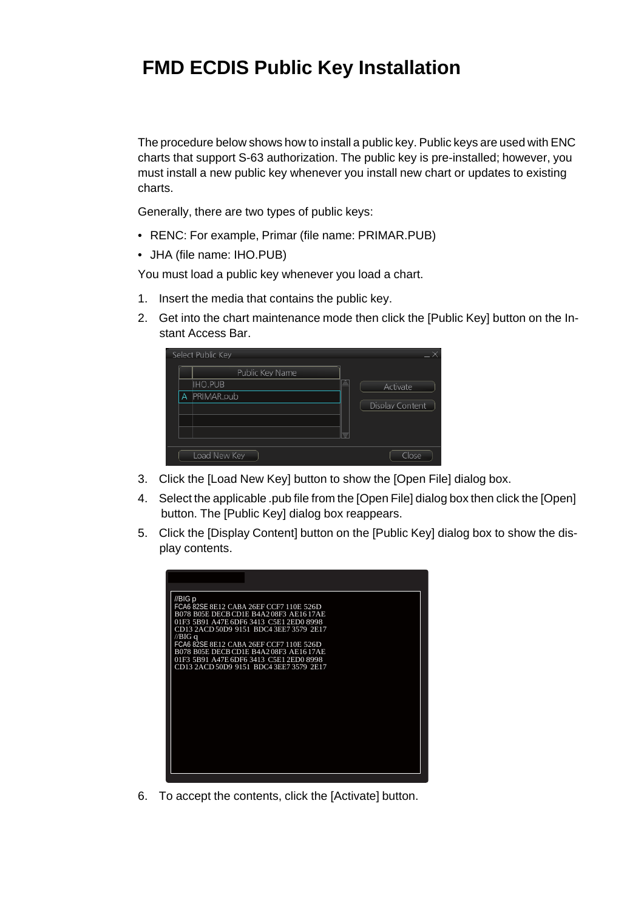# FMD ECDIS Public Key Installation

The procedure below shows how to install a public key. Public keys are used with ENC charts that support S-63 authorization. The public key is pre-installed; however, you must install a new public key whenever you install new chart or updates to existing charts.

Generally, there are two types of public keys:

- RENC: For example, Primar (file name: PRIMAR.PUB)
- JHA (file name: IHO.PUB)

You must load a public key whenever you load a chart.

1. Insert the media that contains the public key.
2. Get into the chart maintenance mode then click the [Public Key] button on the Instant Access Bar.
3. Click the [Load New Key] button to show the [Open File] dialog box.
4. Select the applicable .pub file from the [Open File] dialog box then click the [Open] button. The [Public Key] dialog box reappears.
5. Click the [Display Content] button on the [Public Key] dialog box to show the display contents.
6. To accept the contents, click the [Activate] button.